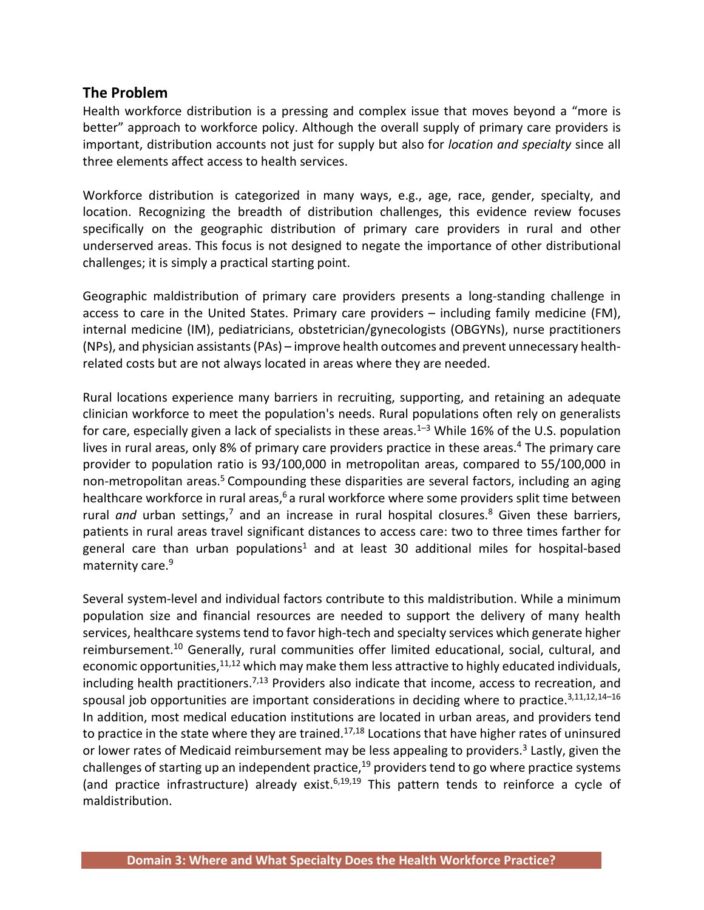## The Problem

Health workforce distribution is a pressing and complex issue that moves beyond a "more is better" approach to workforce policy. Although the overall supply of primary care providers is important, distribution accounts not just for supply but also for *location and specialty* since all three elements affect access to health services.

Workforce distribution is categorized in many ways, e.g., age, race, gender, specialty, and location. Recognizing the breadth of distribution challenges, this evidence review focuses specifically on the geographic distribution of primary care providers in rural and other underserved areas. This focus is not designed to negate the importance of other distributional challenges; it is simply a practical starting point.

Geographic maldistribution of primary care providers presents a long-standing challenge in access to care in the United States. Primary care providers – including family medicine (FM), internal medicine (IM), pediatricians, obstetrician/gynecologists (OBGYNs), nurse practitioners (NPs), and physician assistants (PAs) – improve health outcomes and prevent unnecessary health-related costs but are not always located in areas where they are needed.

Rural locations experience many barriers in recruiting, supporting, and retaining an adequate clinician workforce to meet the population's needs. Rural populations often rely on generalists for care, especially given a lack of specialists in these areas.[1–3] While 16% of the U.S. population lives in rural areas, only 8% of primary care providers practice in these areas.[4] The primary care provider to population ratio is 93/100,000 in metropolitan areas, compared to 55/100,000 in non-metropolitan areas.[5] Compounding these disparities are several factors, including an aging healthcare workforce in rural areas,[6] a rural workforce where some providers split time between rural *and* urban settings,[7] and an increase in rural hospital closures.[8] Given these barriers, patients in rural areas travel significant distances to access care: two to three times farther for general care than urban populations[1] and at least 30 additional miles for hospital-based maternity care.[9]

Several system-level and individual factors contribute to this maldistribution. While a minimum population size and financial resources are needed to support the delivery of many health services, healthcare systems tend to favor high-tech and specialty services which generate higher reimbursement.[10] Generally, rural communities offer limited educational, social, cultural, and economic opportunities,[11,12] which may make them less attractive to highly educated individuals, including health practitioners.[7,13] Providers also indicate that income, access to recreation, and spousal job opportunities are important considerations in deciding where to practice.[3,11,12,14–16] In addition, most medical education institutions are located in urban areas, and providers tend to practice in the state where they are trained.[17,18] Locations that have higher rates of uninsured or lower rates of Medicaid reimbursement may be less appealing to providers.[3] Lastly, given the challenges of starting up an independent practice,[19] providers tend to go where practice systems (and practice infrastructure) already exist.[6,19,19] This pattern tends to reinforce a cycle of maldistribution.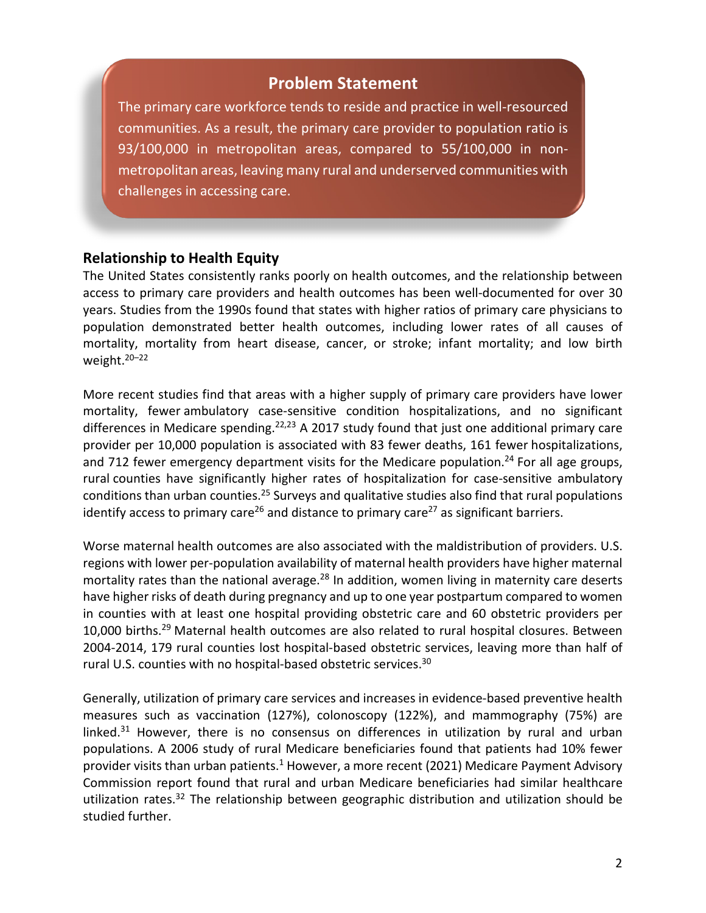## Problem Statement

The primary care workforce tends to reside and practice in well-resourced communities. As a result, the primary care provider to population ratio is 93/100,000 in metropolitan areas, compared to 55/100,000 in non-metropolitan areas, leaving many rural and underserved communities with challenges in accessing care.

## Relationship to Health Equity

The United States consistently ranks poorly on health outcomes, and the relationship between access to primary care providers and health outcomes has been well-documented for over 30 years. Studies from the 1990s found that states with higher ratios of primary care physicians to population demonstrated better health outcomes, including lower rates of all causes of mortality, mortality from heart disease, cancer, or stroke; infant mortality; and low birth weight.[20–22]

More recent studies find that areas with a higher supply of primary care providers have lower mortality, fewer ambulatory case-sensitive condition hospitalizations, and no significant differences in Medicare spending.[22,23] A 2017 study found that just one additional primary care provider per 10,000 population is associated with 83 fewer deaths, 161 fewer hospitalizations, and 712 fewer emergency department visits for the Medicare population.[24] For all age groups, rural counties have significantly higher rates of hospitalization for case-sensitive ambulatory conditions than urban counties.[25] Surveys and qualitative studies also find that rural populations identify access to primary care[26] and distance to primary care[27] as significant barriers.

Worse maternal health outcomes are also associated with the maldistribution of providers. U.S. regions with lower per-population availability of maternal health providers have higher maternal mortality rates than the national average.[28] In addition, women living in maternity care deserts have higher risks of death during pregnancy and up to one year postpartum compared to women in counties with at least one hospital providing obstetric care and 60 obstetric providers per 10,000 births.[29] Maternal health outcomes are also related to rural hospital closures. Between 2004-2014, 179 rural counties lost hospital-based obstetric services, leaving more than half of rural U.S. counties with no hospital-based obstetric services.[30]

Generally, utilization of primary care services and increases in evidence-based preventive health measures such as vaccination (127%), colonoscopy (122%), and mammography (75%) are linked.[31] However, there is no consensus on differences in utilization by rural and urban populations. A 2006 study of rural Medicare beneficiaries found that patients had 10% fewer provider visits than urban patients.[1] However, a more recent (2021) Medicare Payment Advisory Commission report found that rural and urban Medicare beneficiaries had similar healthcare utilization rates.[32] The relationship between geographic distribution and utilization should be studied further.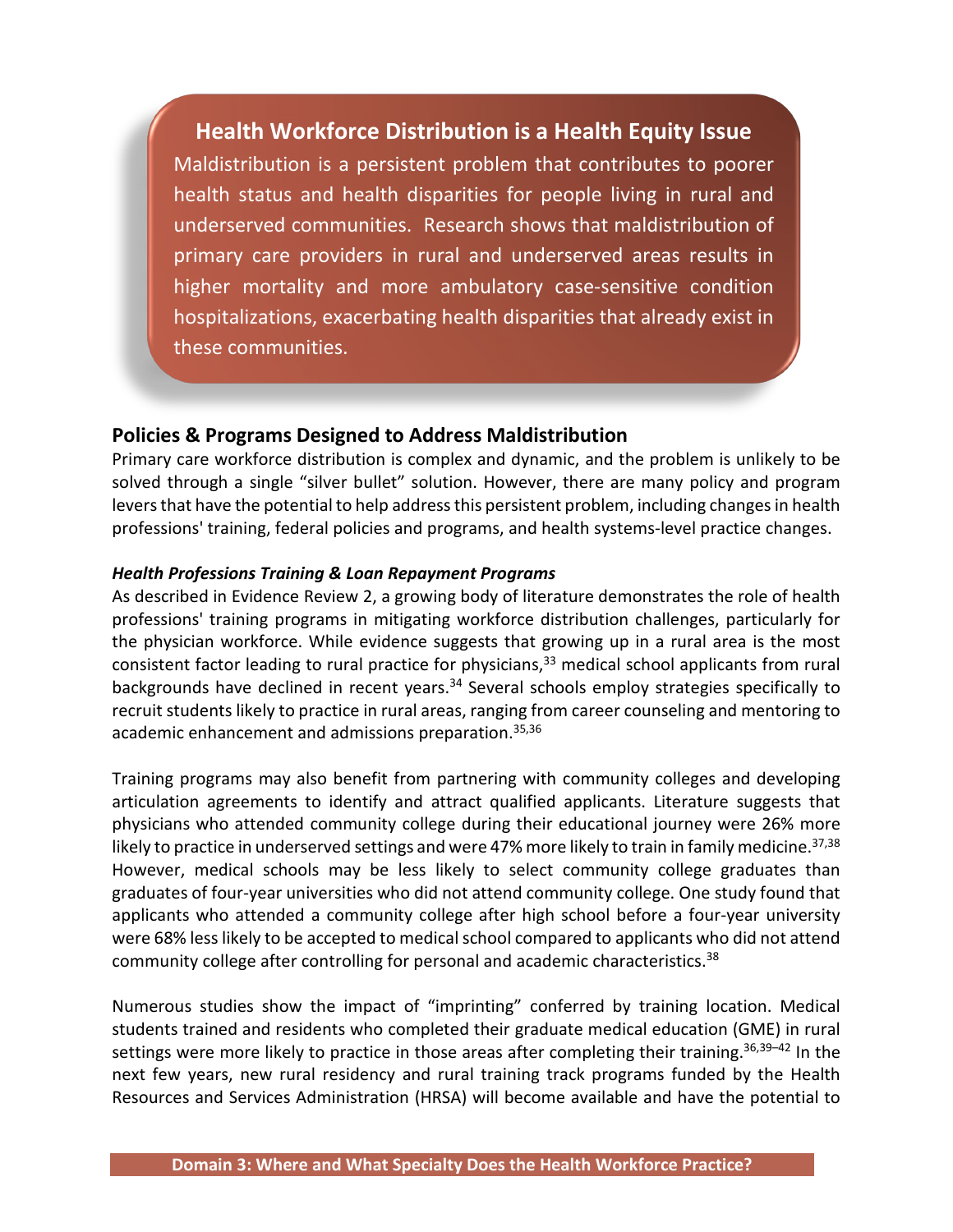**Health Workforce Distribution is a Health Equity Issue**

Maldistribution is a persistent problem that contributes to poorer health status and health disparities for people living in rural and underserved communities. Research shows that maldistribution of primary care providers in rural and underserved areas results in higher mortality and more ambulatory case-sensitive condition hospitalizations, exacerbating health disparities that already exist in these communities.

## Policies & Programs Designed to Address Maldistribution

Primary care workforce distribution is complex and dynamic, and the problem is unlikely to be solved through a single "silver bullet" solution. However, there are many policy and program levers that have the potential to help address this persistent problem, including changes in health professions' training, federal policies and programs, and health systems-level practice changes.

### *Health Professions Training & Loan Repayment Programs*

As described in Evidence Review 2, a growing body of literature demonstrates the role of health professions' training programs in mitigating workforce distribution challenges, particularly for the physician workforce. While evidence suggests that growing up in a rural area is the most consistent factor leading to rural practice for physicians,[33] medical school applicants from rural backgrounds have declined in recent years.[34] Several schools employ strategies specifically to recruit students likely to practice in rural areas, ranging from career counseling and mentoring to academic enhancement and admissions preparation.[35,36]

Training programs may also benefit from partnering with community colleges and developing articulation agreements to identify and attract qualified applicants. Literature suggests that physicians who attended community college during their educational journey were 26% more likely to practice in underserved settings and were 47% more likely to train in family medicine.[37,38] However, medical schools may be less likely to select community college graduates than graduates of four-year universities who did not attend community college. One study found that applicants who attended a community college after high school before a four-year university were 68% less likely to be accepted to medical school compared to applicants who did not attend community college after controlling for personal and academic characteristics.[38]

Numerous studies show the impact of "imprinting" conferred by training location. Medical students trained and residents who completed their graduate medical education (GME) in rural settings were more likely to practice in those areas after completing their training.[36,39–42] In the next few years, new rural residency and rural training track programs funded by the Health Resources and Services Administration (HRSA) will become available and have the potential to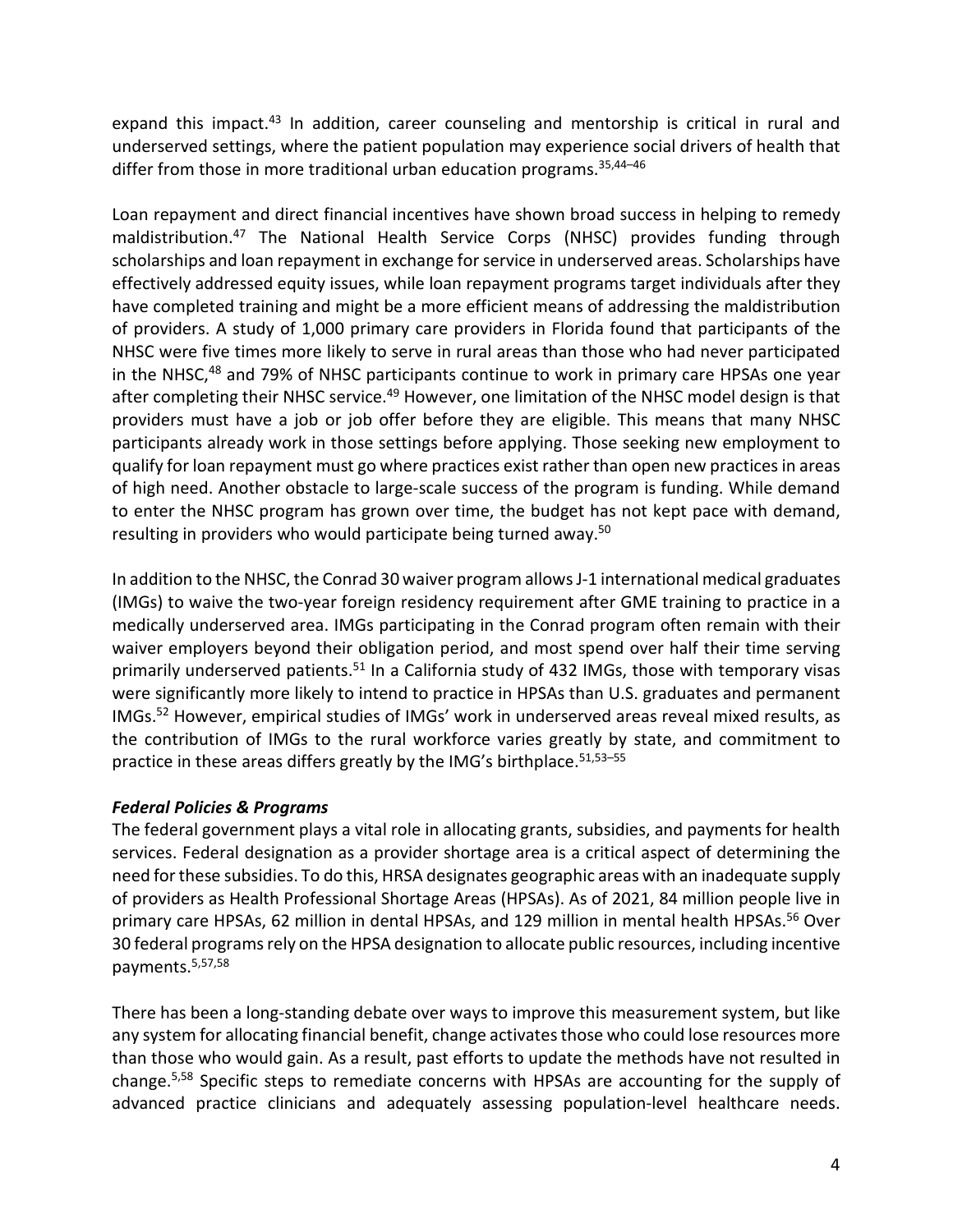expand this impact.[43] In addition, career counseling and mentorship is critical in rural and underserved settings, where the patient population may experience social drivers of health that differ from those in more traditional urban education programs.[35,44–46]

Loan repayment and direct financial incentives have shown broad success in helping to remedy maldistribution.[47] The National Health Service Corps (NHSC) provides funding through scholarships and loan repayment in exchange for service in underserved areas. Scholarships have effectively addressed equity issues, while loan repayment programs target individuals after they have completed training and might be a more efficient means of addressing the maldistribution of providers. A study of 1,000 primary care providers in Florida found that participants of the NHSC were five times more likely to serve in rural areas than those who had never participated in the NHSC,[48] and 79% of NHSC participants continue to work in primary care HPSAs one year after completing their NHSC service.[49] However, one limitation of the NHSC model design is that providers must have a job or job offer before they are eligible. This means that many NHSC participants already work in those settings before applying. Those seeking new employment to qualify for loan repayment must go where practices exist rather than open new practices in areas of high need. Another obstacle to large-scale success of the program is funding. While demand to enter the NHSC program has grown over time, the budget has not kept pace with demand, resulting in providers who would participate being turned away.[50]

In addition to the NHSC, the Conrad 30 waiver program allows J-1 international medical graduates (IMGs) to waive the two-year foreign residency requirement after GME training to practice in a medically underserved area. IMGs participating in the Conrad program often remain with their waiver employers beyond their obligation period, and most spend over half their time serving primarily underserved patients.[51] In a California study of 432 IMGs, those with temporary visas were significantly more likely to intend to practice in HPSAs than U.S. graduates and permanent IMGs.[52] However, empirical studies of IMGs' work in underserved areas reveal mixed results, as the contribution of IMGs to the rural workforce varies greatly by state, and commitment to practice in these areas differs greatly by the IMG's birthplace.[51,53–55]

### *Federal Policies & Programs*

The federal government plays a vital role in allocating grants, subsidies, and payments for health services. Federal designation as a provider shortage area is a critical aspect of determining the need for these subsidies. To do this, HRSA designates geographic areas with an inadequate supply of providers as Health Professional Shortage Areas (HPSAs). As of 2021, 84 million people live in primary care HPSAs, 62 million in dental HPSAs, and 129 million in mental health HPSAs.[56] Over 30 federal programs rely on the HPSA designation to allocate public resources, including incentive payments.[5,57,58]

There has been a long-standing debate over ways to improve this measurement system, but like any system for allocating financial benefit, change activates those who could lose resources more than those who would gain. As a result, past efforts to update the methods have not resulted in change.[5,58] Specific steps to remediate concerns with HPSAs are accounting for the supply of advanced practice clinicians and adequately assessing population-level healthcare needs.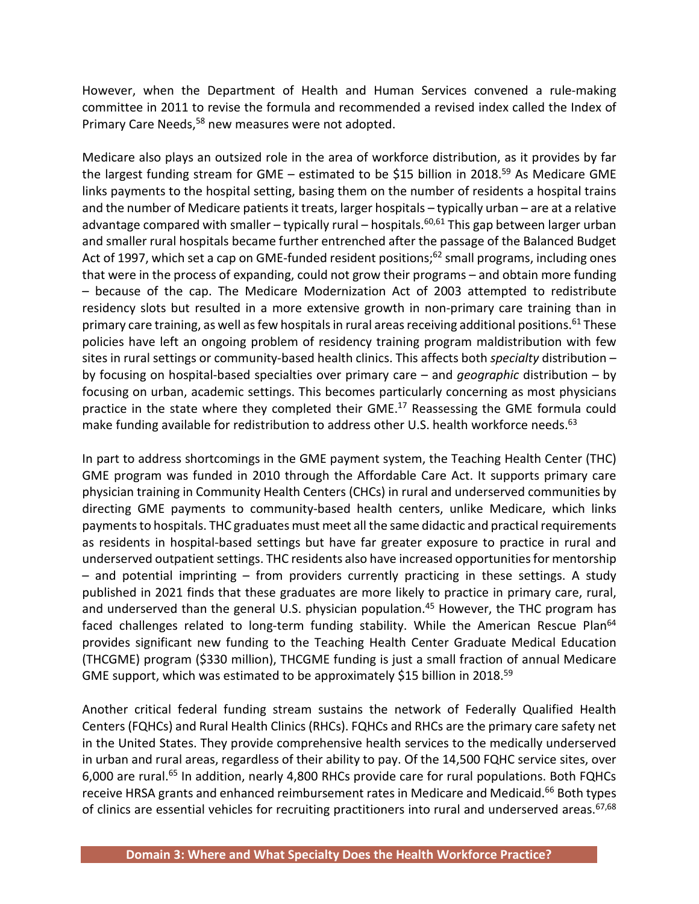However, when the Department of Health and Human Services convened a rule-making committee in 2011 to revise the formula and recommended a revised index called the Index of Primary Care Needs,[58] new measures were not adopted.

Medicare also plays an outsized role in the area of workforce distribution, as it provides by far the largest funding stream for GME – estimated to be $15 billion in 2018.[59] As Medicare GME links payments to the hospital setting, basing them on the number of residents a hospital trains and the number of Medicare patients it treats, larger hospitals – typically urban – are at a relative advantage compared with smaller – typically rural – hospitals.[60,61] This gap between larger urban and smaller rural hospitals became further entrenched after the passage of the Balanced Budget Act of 1997, which set a cap on GME-funded resident positions;[62] small programs, including ones that were in the process of expanding, could not grow their programs – and obtain more funding – because of the cap. The Medicare Modernization Act of 2003 attempted to redistribute residency slots but resulted in a more extensive growth in non-primary care training than in primary care training, as well as few hospitals in rural areas receiving additional positions.[61] These policies have left an ongoing problem of residency training program maldistribution with few sites in rural settings or community-based health clinics. This affects both *specialty* distribution – by focusing on hospital-based specialties over primary care – and *geographic* distribution – by focusing on urban, academic settings. This becomes particularly concerning as most physicians practice in the state where they completed their GME.[17] Reassessing the GME formula could make funding available for redistribution to address other U.S. health workforce needs.[63]

In part to address shortcomings in the GME payment system, the Teaching Health Center (THC) GME program was funded in 2010 through the Affordable Care Act. It supports primary care physician training in Community Health Centers (CHCs) in rural and underserved communities by directing GME payments to community-based health centers, unlike Medicare, which links payments to hospitals. THC graduates must meet all the same didactic and practical requirements as residents in hospital-based settings but have far greater exposure to practice in rural and underserved outpatient settings. THC residents also have increased opportunities for mentorship – and potential imprinting – from providers currently practicing in these settings. A study published in 2021 finds that these graduates are more likely to practice in primary care, rural, and underserved than the general U.S. physician population.[45] However, the THC program has faced challenges related to long-term funding stability. While the American Rescue Plan[64] provides significant new funding to the Teaching Health Center Graduate Medical Education (THCGME) program ($330 million), THCGME funding is just a small fraction of annual Medicare GME support, which was estimated to be approximately $15 billion in 2018.[59]

Another critical federal funding stream sustains the network of Federally Qualified Health Centers (FQHCs) and Rural Health Clinics (RHCs). FQHCs and RHCs are the primary care safety net in the United States. They provide comprehensive health services to the medically underserved in urban and rural areas, regardless of their ability to pay. Of the 14,500 FQHC service sites, over 6,000 are rural.[65] In addition, nearly 4,800 RHCs provide care for rural populations. Both FQHCs receive HRSA grants and enhanced reimbursement rates in Medicare and Medicaid.[66] Both types of clinics are essential vehicles for recruiting practitioners into rural and underserved areas.[67,68]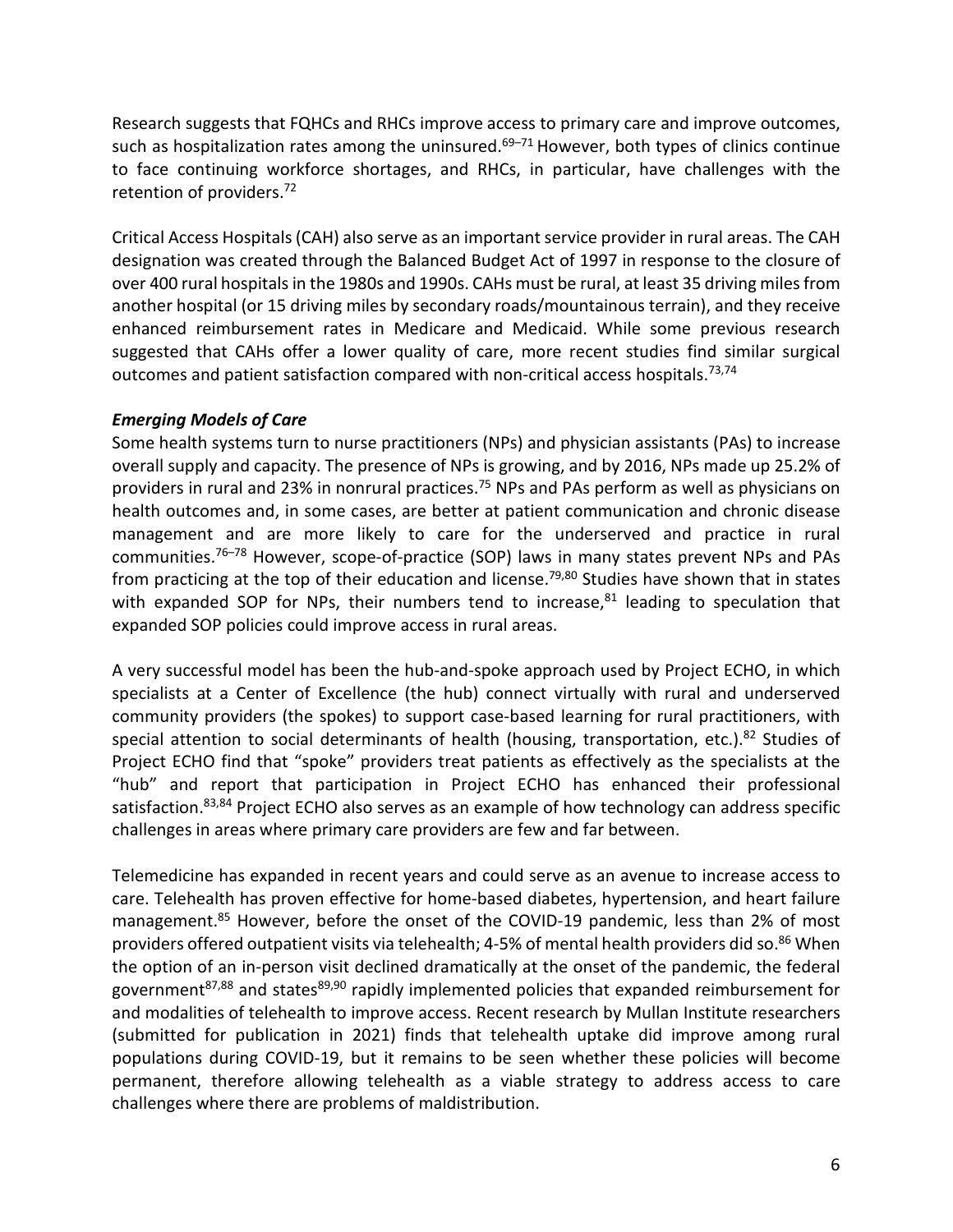Research suggests that FQHCs and RHCs improve access to primary care and improve outcomes, such as hospitalization rates among the uninsured.[69–71] However, both types of clinics continue to face continuing workforce shortages, and RHCs, in particular, have challenges with the retention of providers.[72]

Critical Access Hospitals (CAH) also serve as an important service provider in rural areas. The CAH designation was created through the Balanced Budget Act of 1997 in response to the closure of over 400 rural hospitals in the 1980s and 1990s. CAHs must be rural, at least 35 driving miles from another hospital (or 15 driving miles by secondary roads/mountainous terrain), and they receive enhanced reimbursement rates in Medicare and Medicaid. While some previous research suggested that CAHs offer a lower quality of care, more recent studies find similar surgical outcomes and patient satisfaction compared with non-critical access hospitals.[73,74]

### *Emerging Models of Care*

Some health systems turn to nurse practitioners (NPs) and physician assistants (PAs) to increase overall supply and capacity. The presence of NPs is growing, and by 2016, NPs made up 25.2% of providers in rural and 23% in nonrural practices.[75] NPs and PAs perform as well as physicians on health outcomes and, in some cases, are better at patient communication and chronic disease management and are more likely to care for the underserved and practice in rural communities.[76–78] However, scope-of-practice (SOP) laws in many states prevent NPs and PAs from practicing at the top of their education and license.[79,80] Studies have shown that in states with expanded SOP for NPs, their numbers tend to increase,[81] leading to speculation that expanded SOP policies could improve access in rural areas.

A very successful model has been the hub-and-spoke approach used by Project ECHO, in which specialists at a Center of Excellence (the hub) connect virtually with rural and underserved community providers (the spokes) to support case-based learning for rural practitioners, with special attention to social determinants of health (housing, transportation, etc.).[82] Studies of Project ECHO find that "spoke" providers treat patients as effectively as the specialists at the "hub" and report that participation in Project ECHO has enhanced their professional satisfaction.[83,84] Project ECHO also serves as an example of how technology can address specific challenges in areas where primary care providers are few and far between.

Telemedicine has expanded in recent years and could serve as an avenue to increase access to care. Telehealth has proven effective for home-based diabetes, hypertension, and heart failure management.[85] However, before the onset of the COVID-19 pandemic, less than 2% of most providers offered outpatient visits via telehealth; 4-5% of mental health providers did so.[86] When the option of an in-person visit declined dramatically at the onset of the pandemic, the federal government[87,88] and states[89,90] rapidly implemented policies that expanded reimbursement for and modalities of telehealth to improve access. Recent research by Mullan Institute researchers (submitted for publication in 2021) finds that telehealth uptake did improve among rural populations during COVID-19, but it remains to be seen whether these policies will become permanent, therefore allowing telehealth as a viable strategy to address access to care challenges where there are problems of maldistribution.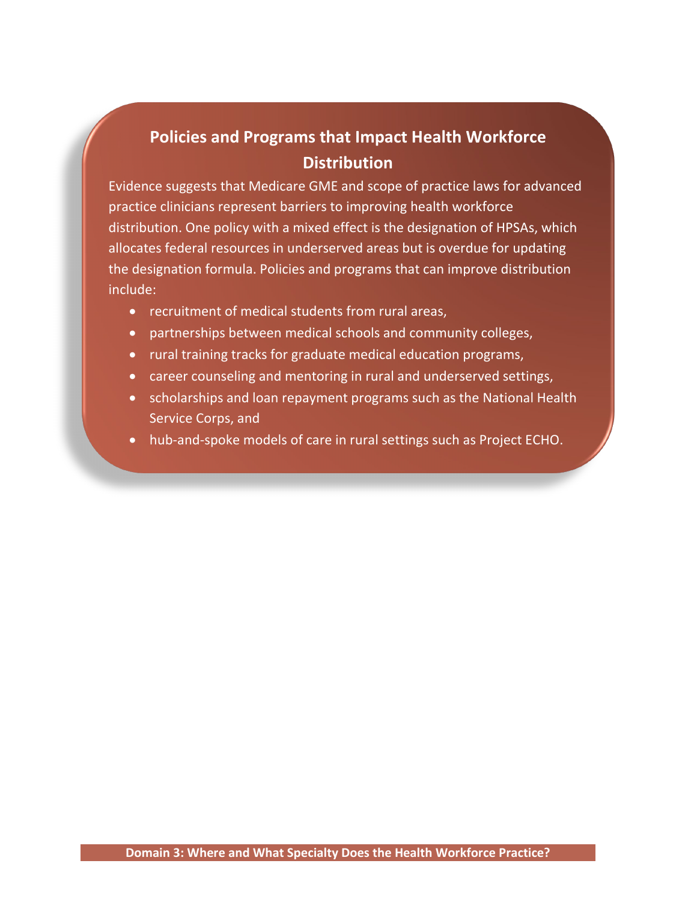## Policies and Programs that Impact Health Workforce Distribution

Evidence suggests that Medicare GME and scope of practice laws for advanced practice clinicians represent barriers to improving health workforce distribution. One policy with a mixed effect is the designation of HPSAs, which allocates federal resources in underserved areas but is overdue for updating the designation formula. Policies and programs that can improve distribution include:

- recruitment of medical students from rural areas,
- partnerships between medical schools and community colleges,
- rural training tracks for graduate medical education programs,
- career counseling and mentoring in rural and underserved settings,
- scholarships and loan repayment programs such as the National Health Service Corps, and
- hub-and-spoke models of care in rural settings such as Project ECHO.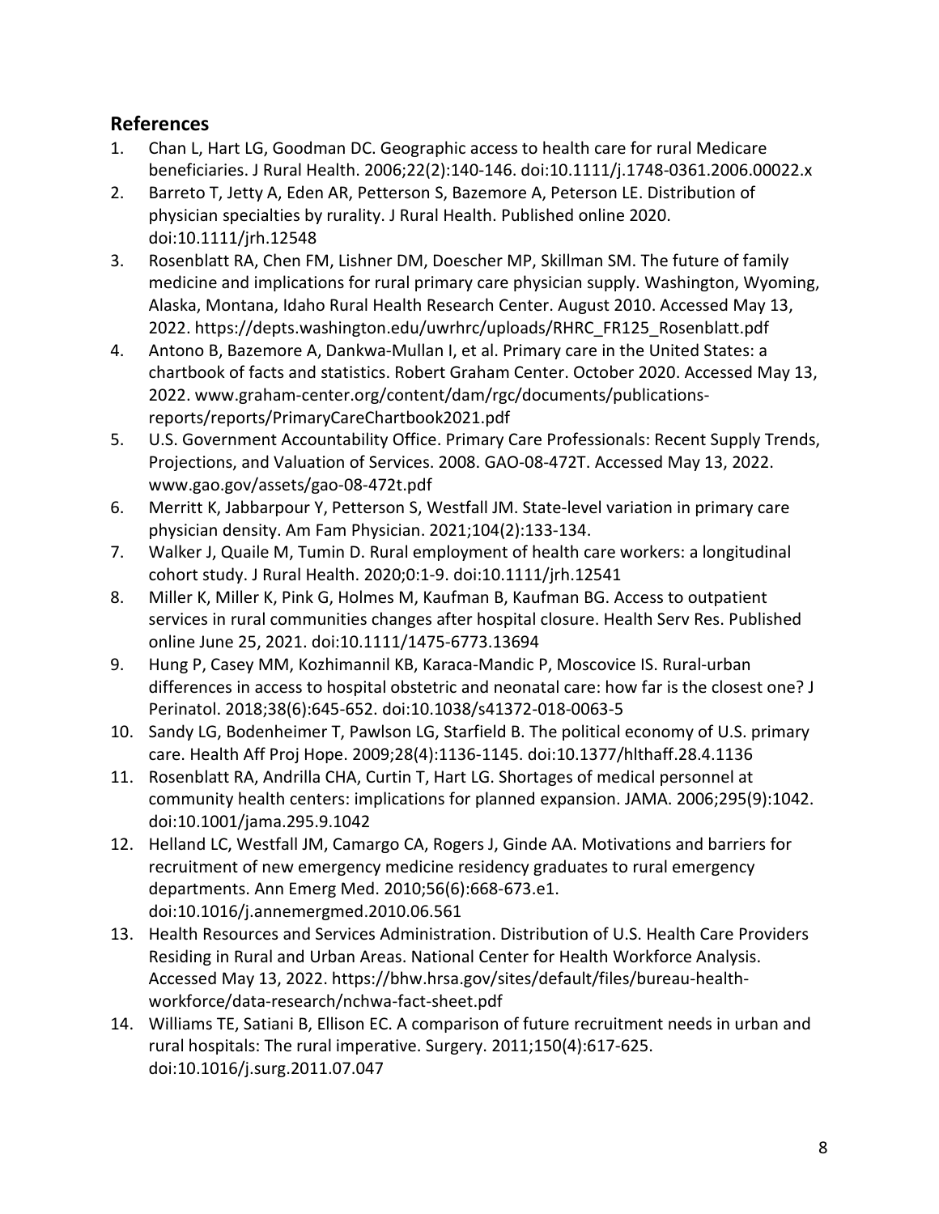## References

1. Chan L, Hart LG, Goodman DC. Geographic access to health care for rural Medicare beneficiaries. J Rural Health. 2006;22(2):140-146. doi:10.1111/j.1748-0361.2006.00022.x
2. Barreto T, Jetty A, Eden AR, Petterson S, Bazemore A, Peterson LE. Distribution of physician specialties by rurality. J Rural Health. Published online 2020. doi:10.1111/jrh.12548
3. Rosenblatt RA, Chen FM, Lishner DM, Doescher MP, Skillman SM. The future of family medicine and implications for rural primary care physician supply. Washington, Wyoming, Alaska, Montana, Idaho Rural Health Research Center. August 2010. Accessed May 13, 2022. https://depts.washington.edu/uwrhrc/uploads/RHRC_FR125_Rosenblatt.pdf
4. Antono B, Bazemore A, Dankwa-Mullan I, et al. Primary care in the United States: a chartbook of facts and statistics. Robert Graham Center. October 2020. Accessed May 13, 2022. www.graham-center.org/content/dam/rgc/documents/publications-reports/reports/PrimaryCareChartbook2021.pdf
5. U.S. Government Accountability Office. Primary Care Professionals: Recent Supply Trends, Projections, and Valuation of Services. 2008. GAO-08-472T. Accessed May 13, 2022. www.gao.gov/assets/gao-08-472t.pdf
6. Merritt K, Jabbarpour Y, Petterson S, Westfall JM. State-level variation in primary care physician density. Am Fam Physician. 2021;104(2):133-134.
7. Walker J, Quaile M, Tumin D. Rural employment of health care workers: a longitudinal cohort study. J Rural Health. 2020;0:1-9. doi:10.1111/jrh.12541
8. Miller K, Miller K, Pink G, Holmes M, Kaufman B, Kaufman BG. Access to outpatient services in rural communities changes after hospital closure. Health Serv Res. Published online June 25, 2021. doi:10.1111/1475-6773.13694
9. Hung P, Casey MM, Kozhimannil KB, Karaca-Mandic P, Moscovice IS. Rural-urban differences in access to hospital obstetric and neonatal care: how far is the closest one? J Perinatol. 2018;38(6):645-652. doi:10.1038/s41372-018-0063-5
10. Sandy LG, Bodenheimer T, Pawlson LG, Starfield B. The political economy of U.S. primary care. Health Aff Proj Hope. 2009;28(4):1136-1145. doi:10.1377/hlthaff.28.4.1136
11. Rosenblatt RA, Andrilla CHA, Curtin T, Hart LG. Shortages of medical personnel at community health centers: implications for planned expansion. JAMA. 2006;295(9):1042. doi:10.1001/jama.295.9.1042
12. Helland LC, Westfall JM, Camargo CA, Rogers J, Ginde AA. Motivations and barriers for recruitment of new emergency medicine residency graduates to rural emergency departments. Ann Emerg Med. 2010;56(6):668-673.e1. doi:10.1016/j.annemergmed.2010.06.561
13. Health Resources and Services Administration. Distribution of U.S. Health Care Providers Residing in Rural and Urban Areas. National Center for Health Workforce Analysis. Accessed May 13, 2022. https://bhw.hrsa.gov/sites/default/files/bureau-health-workforce/data-research/nchwa-fact-sheet.pdf
14. Williams TE, Satiani B, Ellison EC. A comparison of future recruitment needs in urban and rural hospitals: The rural imperative. Surgery. 2011;150(4):617-625. doi:10.1016/j.surg.2011.07.047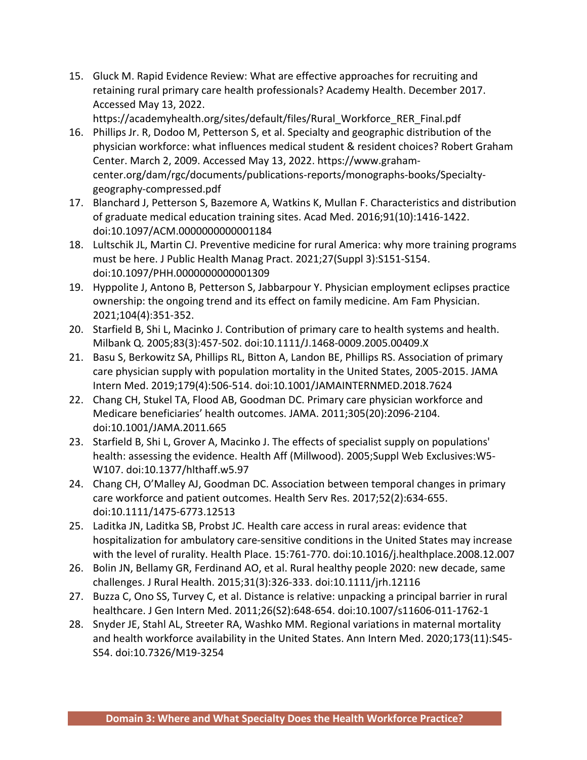15. Gluck M. Rapid Evidence Review: What are effective approaches for recruiting and retaining rural primary care health professionals? Academy Health. December 2017. Accessed May 13, 2022. https://academyhealth.org/sites/default/files/Rural_Workforce_RER_Final.pdf
16. Phillips Jr. R, Dodoo M, Petterson S, et al. Specialty and geographic distribution of the physician workforce: what influences medical student & resident choices? Robert Graham Center. March 2, 2009. Accessed May 13, 2022. https://www.graham-center.org/dam/rgc/documents/publications-reports/monographs-books/Specialty-geography-compressed.pdf
17. Blanchard J, Petterson S, Bazemore A, Watkins K, Mullan F. Characteristics and distribution of graduate medical education training sites. Acad Med. 2016;91(10):1416-1422. doi:10.1097/ACM.0000000000001184
18. Lultschik JL, Martin CJ. Preventive medicine for rural America: why more training programs must be here. J Public Health Manag Pract. 2021;27(Suppl 3):S151-S154. doi:10.1097/PHH.0000000000001309
19. Hyppolite J, Antono B, Petterson S, Jabbarpour Y. Physician employment eclipses practice ownership: the ongoing trend and its effect on family medicine. Am Fam Physician. 2021;104(4):351-352.
20. Starfield B, Shi L, Macinko J. Contribution of primary care to health systems and health. Milbank Q. 2005;83(3):457-502. doi:10.1111/J.1468-0009.2005.00409.X
21. Basu S, Berkowitz SA, Phillips RL, Bitton A, Landon BE, Phillips RS. Association of primary care physician supply with population mortality in the United States, 2005-2015. JAMA Intern Med. 2019;179(4):506-514. doi:10.1001/JAMAINTERNMED.2018.7624
22. Chang CH, Stukel TA, Flood AB, Goodman DC. Primary care physician workforce and Medicare beneficiaries' health outcomes. JAMA. 2011;305(20):2096-2104. doi:10.1001/JAMA.2011.665
23. Starfield B, Shi L, Grover A, Macinko J. The effects of specialist supply on populations' health: assessing the evidence. Health Aff (Millwood). 2005;Suppl Web Exclusives:W5-W107. doi:10.1377/hlthaff.w5.97
24. Chang CH, O'Malley AJ, Goodman DC. Association between temporal changes in primary care workforce and patient outcomes. Health Serv Res. 2017;52(2):634-655. doi:10.1111/1475-6773.12513
25. Laditka JN, Laditka SB, Probst JC. Health care access in rural areas: evidence that hospitalization for ambulatory care-sensitive conditions in the United States may increase with the level of rurality. Health Place. 15:761-770. doi:10.1016/j.healthplace.2008.12.007
26. Bolin JN, Bellamy GR, Ferdinand AO, et al. Rural healthy people 2020: new decade, same challenges. J Rural Health. 2015;31(3):326-333. doi:10.1111/jrh.12116
27. Buzza C, Ono SS, Turvey C, et al. Distance is relative: unpacking a principal barrier in rural healthcare. J Gen Intern Med. 2011;26(S2):648-654. doi:10.1007/s11606-011-1762-1
28. Snyder JE, Stahl AL, Streeter RA, Washko MM. Regional variations in maternal mortality and health workforce availability in the United States. Ann Intern Med. 2020;173(11):S45-S54. doi:10.7326/M19-3254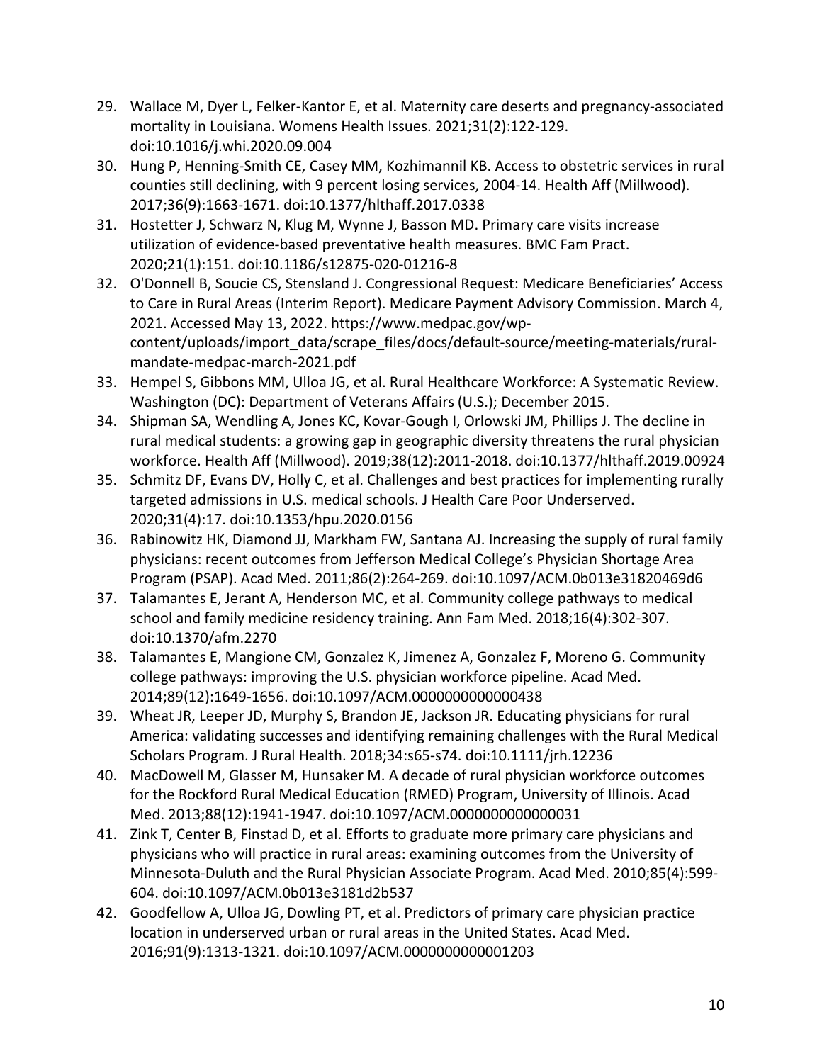29. Wallace M, Dyer L, Felker-Kantor E, et al. Maternity care deserts and pregnancy-associated mortality in Louisiana. Womens Health Issues. 2021;31(2):122-129. doi:10.1016/j.whi.2020.09.004
30. Hung P, Henning-Smith CE, Casey MM, Kozhimannil KB. Access to obstetric services in rural counties still declining, with 9 percent losing services, 2004-14. Health Aff (Millwood). 2017;36(9):1663-1671. doi:10.1377/hlthaff.2017.0338
31. Hostetter J, Schwarz N, Klug M, Wynne J, Basson MD. Primary care visits increase utilization of evidence-based preventative health measures. BMC Fam Pract. 2020;21(1):151. doi:10.1186/s12875-020-01216-8
32. O'Donnell B, Soucie CS, Stensland J. Congressional Request: Medicare Beneficiaries' Access to Care in Rural Areas (Interim Report). Medicare Payment Advisory Commission. March 4, 2021. Accessed May 13, 2022. https://www.medpac.gov/wp-content/uploads/import_data/scrape_files/docs/default-source/meeting-materials/rural-mandate-medpac-march-2021.pdf
33. Hempel S, Gibbons MM, Ulloa JG, et al. Rural Healthcare Workforce: A Systematic Review. Washington (DC): Department of Veterans Affairs (U.S.); December 2015.
34. Shipman SA, Wendling A, Jones KC, Kovar-Gough I, Orlowski JM, Phillips J. The decline in rural medical students: a growing gap in geographic diversity threatens the rural physician workforce. Health Aff (Millwood). 2019;38(12):2011-2018. doi:10.1377/hlthaff.2019.00924
35. Schmitz DF, Evans DV, Holly C, et al. Challenges and best practices for implementing rurally targeted admissions in U.S. medical schools. J Health Care Poor Underserved. 2020;31(4):17. doi:10.1353/hpu.2020.0156
36. Rabinowitz HK, Diamond JJ, Markham FW, Santana AJ. Increasing the supply of rural family physicians: recent outcomes from Jefferson Medical College's Physician Shortage Area Program (PSAP). Acad Med. 2011;86(2):264-269. doi:10.1097/ACM.0b013e31820469d6
37. Talamantes E, Jerant A, Henderson MC, et al. Community college pathways to medical school and family medicine residency training. Ann Fam Med. 2018;16(4):302-307. doi:10.1370/afm.2270
38. Talamantes E, Mangione CM, Gonzalez K, Jimenez A, Gonzalez F, Moreno G. Community college pathways: improving the U.S. physician workforce pipeline. Acad Med. 2014;89(12):1649-1656. doi:10.1097/ACM.0000000000000438
39. Wheat JR, Leeper JD, Murphy S, Brandon JE, Jackson JR. Educating physicians for rural America: validating successes and identifying remaining challenges with the Rural Medical Scholars Program. J Rural Health. 2018;34:s65-s74. doi:10.1111/jrh.12236
40. MacDowell M, Glasser M, Hunsaker M. A decade of rural physician workforce outcomes for the Rockford Rural Medical Education (RMED) Program, University of Illinois. Acad Med. 2013;88(12):1941-1947. doi:10.1097/ACM.0000000000000031
41. Zink T, Center B, Finstad D, et al. Efforts to graduate more primary care physicians and physicians who will practice in rural areas: examining outcomes from the University of Minnesota-Duluth and the Rural Physician Associate Program. Acad Med. 2010;85(4):599-604. doi:10.1097/ACM.0b013e3181d2b537
42. Goodfellow A, Ulloa JG, Dowling PT, et al. Predictors of primary care physician practice location in underserved urban or rural areas in the United States. Acad Med. 2016;91(9):1313-1321. doi:10.1097/ACM.0000000000001203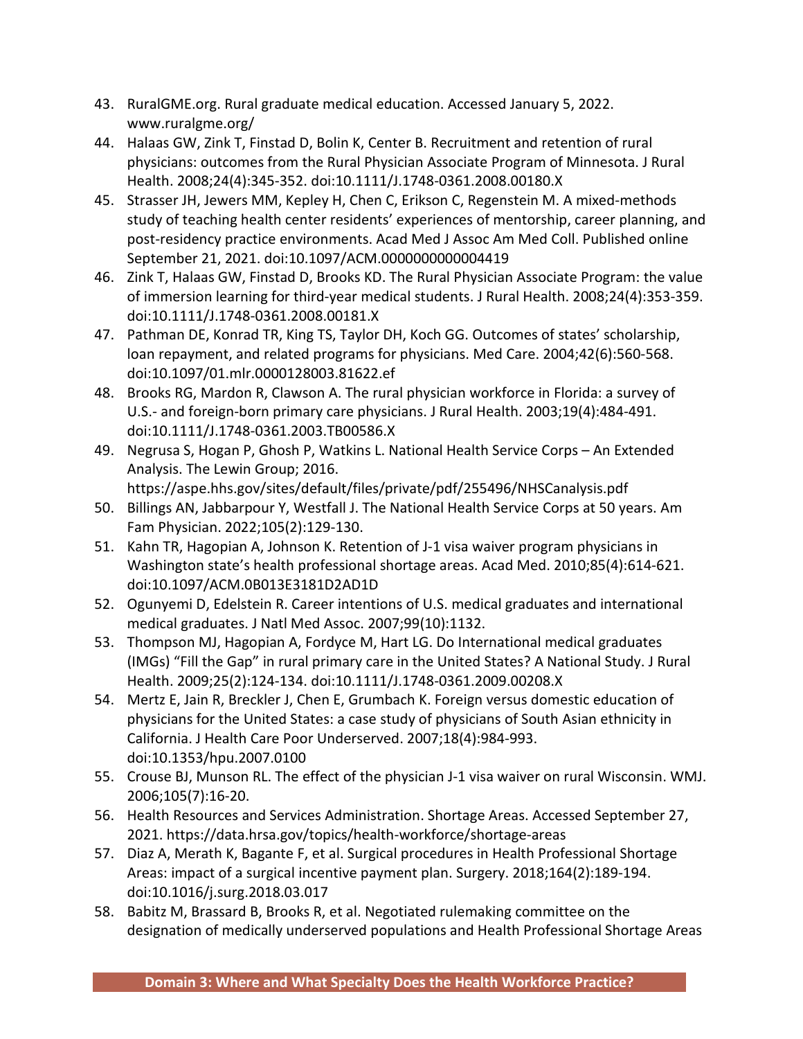43. RuralGME.org. Rural graduate medical education. Accessed January 5, 2022. www.ruralgme.org/
44. Halaas GW, Zink T, Finstad D, Bolin K, Center B. Recruitment and retention of rural physicians: outcomes from the Rural Physician Associate Program of Minnesota. J Rural Health. 2008;24(4):345-352. doi:10.1111/J.1748-0361.2008.00180.X
45. Strasser JH, Jewers MM, Kepley H, Chen C, Erikson C, Regenstein M. A mixed-methods study of teaching health center residents' experiences of mentorship, career planning, and post-residency practice environments. Acad Med J Assoc Am Med Coll. Published online September 21, 2021. doi:10.1097/ACM.0000000000004419
46. Zink T, Halaas GW, Finstad D, Brooks KD. The Rural Physician Associate Program: the value of immersion learning for third-year medical students. J Rural Health. 2008;24(4):353-359. doi:10.1111/J.1748-0361.2008.00181.X
47. Pathman DE, Konrad TR, King TS, Taylor DH, Koch GG. Outcomes of states' scholarship, loan repayment, and related programs for physicians. Med Care. 2004;42(6):560-568. doi:10.1097/01.mlr.0000128003.81622.ef
48. Brooks RG, Mardon R, Clawson A. The rural physician workforce in Florida: a survey of U.S.- and foreign-born primary care physicians. J Rural Health. 2003;19(4):484-491. doi:10.1111/J.1748-0361.2003.TB00586.X
49. Negrusa S, Hogan P, Ghosh P, Watkins L. National Health Service Corps – An Extended Analysis. The Lewin Group; 2016. https://aspe.hhs.gov/sites/default/files/private/pdf/255496/NHSCanalysis.pdf
50. Billings AN, Jabbarpour Y, Westfall J. The National Health Service Corps at 50 years. Am Fam Physician. 2022;105(2):129-130.
51. Kahn TR, Hagopian A, Johnson K. Retention of J-1 visa waiver program physicians in Washington state's health professional shortage areas. Acad Med. 2010;85(4):614-621. doi:10.1097/ACM.0B013E3181D2AD1D
52. Ogunyemi D, Edelstein R. Career intentions of U.S. medical graduates and international medical graduates. J Natl Med Assoc. 2007;99(10):1132.
53. Thompson MJ, Hagopian A, Fordyce M, Hart LG. Do International medical graduates (IMGs) "Fill the Gap" in rural primary care in the United States? A National Study. J Rural Health. 2009;25(2):124-134. doi:10.1111/J.1748-0361.2009.00208.X
54. Mertz E, Jain R, Breckler J, Chen E, Grumbach K. Foreign versus domestic education of physicians for the United States: a case study of physicians of South Asian ethnicity in California. J Health Care Poor Underserved. 2007;18(4):984-993. doi:10.1353/hpu.2007.0100
55. Crouse BJ, Munson RL. The effect of the physician J-1 visa waiver on rural Wisconsin. WMJ. 2006;105(7):16-20.
56. Health Resources and Services Administration. Shortage Areas. Accessed September 27, 2021. https://data.hrsa.gov/topics/health-workforce/shortage-areas
57. Diaz A, Merath K, Bagante F, et al. Surgical procedures in Health Professional Shortage Areas: impact of a surgical incentive payment plan. Surgery. 2018;164(2):189-194. doi:10.1016/j.surg.2018.03.017
58. Babitz M, Brassard B, Brooks R, et al. Negotiated rulemaking committee on the designation of medically underserved populations and Health Professional Shortage Areas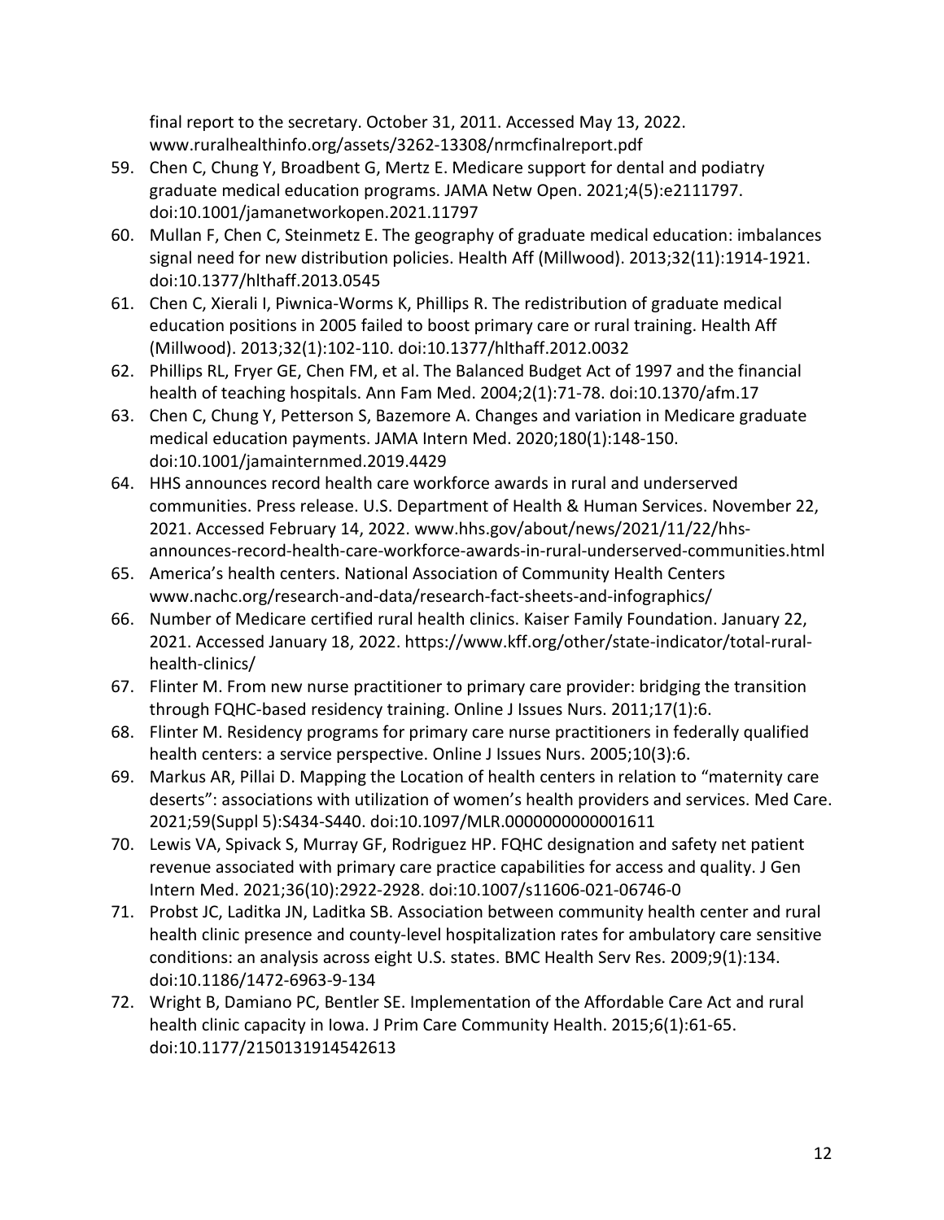final report to the secretary. October 31, 2011. Accessed May 13, 2022. www.ruralhealthinfo.org/assets/3262-13308/nrmcfinalreport.pdf

59. Chen C, Chung Y, Broadbent G, Mertz E. Medicare support for dental and podiatry graduate medical education programs. JAMA Netw Open. 2021;4(5):e2111797. doi:10.1001/jamanetworkopen.2021.11797
60. Mullan F, Chen C, Steinmetz E. The geography of graduate medical education: imbalances signal need for new distribution policies. Health Aff (Millwood). 2013;32(11):1914-1921. doi:10.1377/hlthaff.2013.0545
61. Chen C, Xierali I, Piwnica-Worms K, Phillips R. The redistribution of graduate medical education positions in 2005 failed to boost primary care or rural training. Health Aff (Millwood). 2013;32(1):102-110. doi:10.1377/hlthaff.2012.0032
62. Phillips RL, Fryer GE, Chen FM, et al. The Balanced Budget Act of 1997 and the financial health of teaching hospitals. Ann Fam Med. 2004;2(1):71-78. doi:10.1370/afm.17
63. Chen C, Chung Y, Petterson S, Bazemore A. Changes and variation in Medicare graduate medical education payments. JAMA Intern Med. 2020;180(1):148-150. doi:10.1001/jamainternmed.2019.4429
64. HHS announces record health care workforce awards in rural and underserved communities. Press release. U.S. Department of Health & Human Services. November 22, 2021. Accessed February 14, 2022. www.hhs.gov/about/news/2021/11/22/hhs-announces-record-health-care-workforce-awards-in-rural-underserved-communities.html
65. America's health centers. National Association of Community Health Centers www.nachc.org/research-and-data/research-fact-sheets-and-infographics/
66. Number of Medicare certified rural health clinics. Kaiser Family Foundation. January 22, 2021. Accessed January 18, 2022. https://www.kff.org/other/state-indicator/total-rural-health-clinics/
67. Flinter M. From new nurse practitioner to primary care provider: bridging the transition through FQHC-based residency training. Online J Issues Nurs. 2011;17(1):6.
68. Flinter M. Residency programs for primary care nurse practitioners in federally qualified health centers: a service perspective. Online J Issues Nurs. 2005;10(3):6.
69. Markus AR, Pillai D. Mapping the Location of health centers in relation to "maternity care deserts": associations with utilization of women's health providers and services. Med Care. 2021;59(Suppl 5):S434-S440. doi:10.1097/MLR.0000000000001611
70. Lewis VA, Spivack S, Murray GF, Rodriguez HP. FQHC designation and safety net patient revenue associated with primary care practice capabilities for access and quality. J Gen Intern Med. 2021;36(10):2922-2928. doi:10.1007/s11606-021-06746-0
71. Probst JC, Laditka JN, Laditka SB. Association between community health center and rural health clinic presence and county-level hospitalization rates for ambulatory care sensitive conditions: an analysis across eight U.S. states. BMC Health Serv Res. 2009;9(1):134. doi:10.1186/1472-6963-9-134
72. Wright B, Damiano PC, Bentler SE. Implementation of the Affordable Care Act and rural health clinic capacity in Iowa. J Prim Care Community Health. 2015;6(1):61-65. doi:10.1177/2150131914542613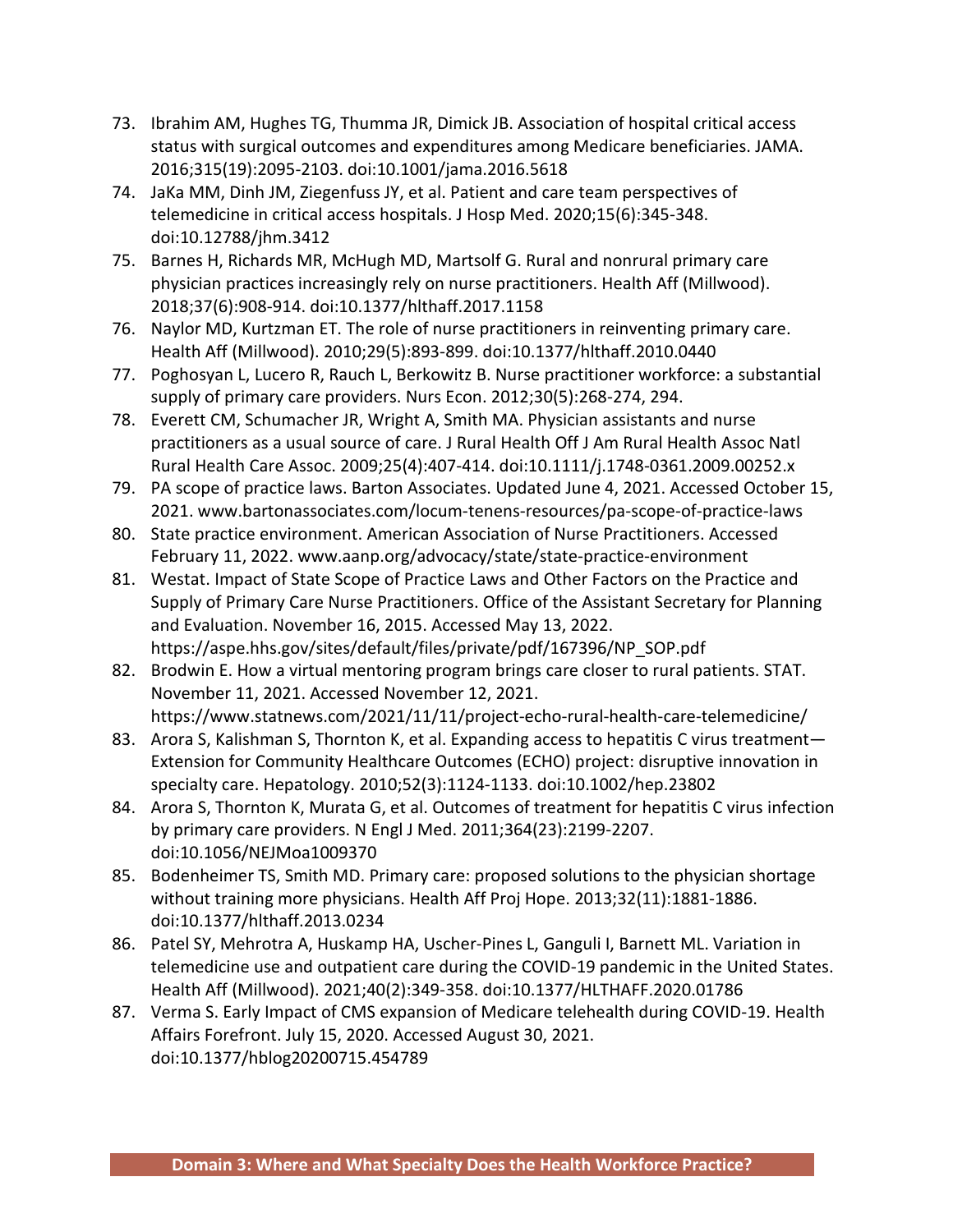73. Ibrahim AM, Hughes TG, Thumma JR, Dimick JB. Association of hospital critical access status with surgical outcomes and expenditures among Medicare beneficiaries. JAMA. 2016;315(19):2095-2103. doi:10.1001/jama.2016.5618
74. JaKa MM, Dinh JM, Ziegenfuss JY, et al. Patient and care team perspectives of telemedicine in critical access hospitals. J Hosp Med. 2020;15(6):345-348. doi:10.12788/jhm.3412
75. Barnes H, Richards MR, McHugh MD, Martsolf G. Rural and nonrural primary care physician practices increasingly rely on nurse practitioners. Health Aff (Millwood). 2018;37(6):908-914. doi:10.1377/hlthaff.2017.1158
76. Naylor MD, Kurtzman ET. The role of nurse practitioners in reinventing primary care. Health Aff (Millwood). 2010;29(5):893-899. doi:10.1377/hlthaff.2010.0440
77. Poghosyan L, Lucero R, Rauch L, Berkowitz B. Nurse practitioner workforce: a substantial supply of primary care providers. Nurs Econ. 2012;30(5):268-274, 294.
78. Everett CM, Schumacher JR, Wright A, Smith MA. Physician assistants and nurse practitioners as a usual source of care. J Rural Health Off J Am Rural Health Assoc Natl Rural Health Care Assoc. 2009;25(4):407-414. doi:10.1111/j.1748-0361.2009.00252.x
79. PA scope of practice laws. Barton Associates. Updated June 4, 2021. Accessed October 15, 2021. www.bartonassociates.com/locum-tenens-resources/pa-scope-of-practice-laws
80. State practice environment. American Association of Nurse Practitioners. Accessed February 11, 2022. www.aanp.org/advocacy/state/state-practice-environment
81. Westat. Impact of State Scope of Practice Laws and Other Factors on the Practice and Supply of Primary Care Nurse Practitioners. Office of the Assistant Secretary for Planning and Evaluation. November 16, 2015. Accessed May 13, 2022. https://aspe.hhs.gov/sites/default/files/private/pdf/167396/NP_SOP.pdf
82. Brodwin E. How a virtual mentoring program brings care closer to rural patients. STAT. November 11, 2021. Accessed November 12, 2021. https://www.statnews.com/2021/11/11/project-echo-rural-health-care-telemedicine/
83. Arora S, Kalishman S, Thornton K, et al. Expanding access to hepatitis C virus treatment—Extension for Community Healthcare Outcomes (ECHO) project: disruptive innovation in specialty care. Hepatology. 2010;52(3):1124-1133. doi:10.1002/hep.23802
84. Arora S, Thornton K, Murata G, et al. Outcomes of treatment for hepatitis C virus infection by primary care providers. N Engl J Med. 2011;364(23):2199-2207. doi:10.1056/NEJMoa1009370
85. Bodenheimer TS, Smith MD. Primary care: proposed solutions to the physician shortage without training more physicians. Health Aff Proj Hope. 2013;32(11):1881-1886. doi:10.1377/hlthaff.2013.0234
86. Patel SY, Mehrotra A, Huskamp HA, Uscher-Pines L, Ganguli I, Barnett ML. Variation in telemedicine use and outpatient care during the COVID-19 pandemic in the United States. Health Aff (Millwood). 2021;40(2):349-358. doi:10.1377/HLTHAFF.2020.01786
87. Verma S. Early Impact of CMS expansion of Medicare telehealth during COVID-19. Health Affairs Forefront. July 15, 2020. Accessed August 30, 2021. doi:10.1377/hblog20200715.454789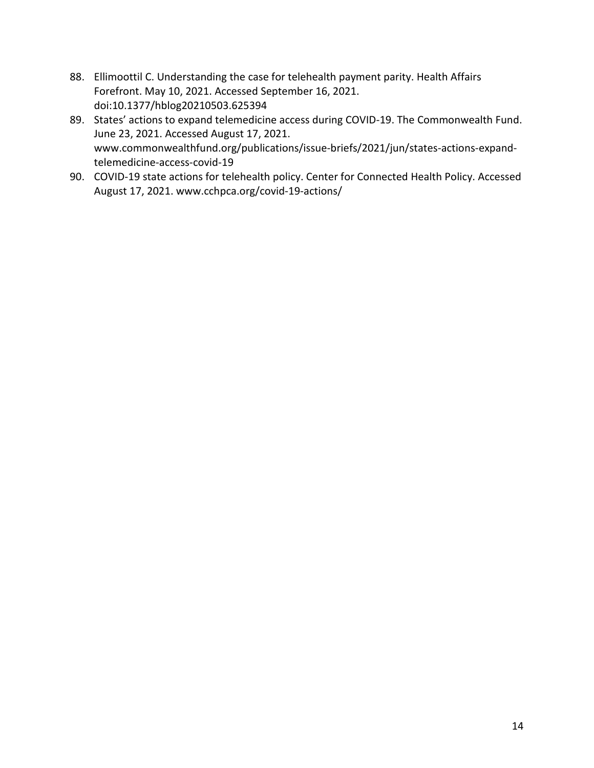88. Ellimoottil C. Understanding the case for telehealth payment parity. Health Affairs Forefront. May 10, 2021. Accessed September 16, 2021. doi:10.1377/hblog20210503.625394
89. States' actions to expand telemedicine access during COVID-19. The Commonwealth Fund. June 23, 2021. Accessed August 17, 2021. www.commonwealthfund.org/publications/issue-briefs/2021/jun/states-actions-expand-telemedicine-access-covid-19
90. COVID-19 state actions for telehealth policy. Center for Connected Health Policy. Accessed August 17, 2021. www.cchpca.org/covid-19-actions/